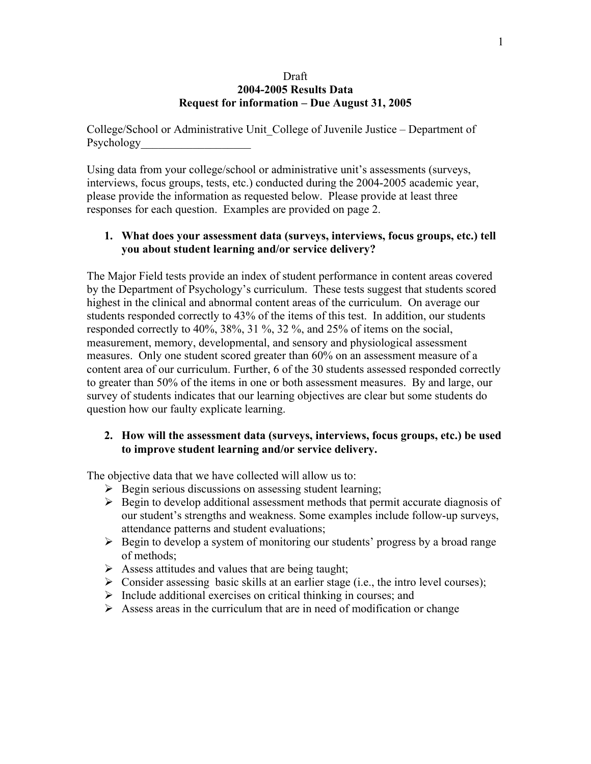Draft

**2004-2005 Results Data**

**Request for information – Due August 31, 2005**

College/School or Administrative Unit_College of Juvenile Justice – Department of Psychology___________________

Using data from your college/school or administrative unit's assessments (surveys, interviews, focus groups, tests, etc.) conducted during the 2004-2005 academic year, please provide the information as requested below. Please provide at least three responses for each question. Examples are provided on page 2.

1. **What does your assessment data (surveys, interviews, focus groups, etc.) tell you about student learning and/or service delivery?**

The Major Field tests provide an index of student performance in content areas covered by the Department of Psychology's curriculum. These tests suggest that students scored highest in the clinical and abnormal content areas of the curriculum. On average our students responded correctly to 43% of the items of this test. In addition, our students responded correctly to 40%, 38%, 31 %, 32 %, and 25% of items on the social, measurement, memory, developmental, and sensory and physiological assessment measures. Only one student scored greater than 60% on an assessment measure of a content area of our curriculum. Further, 6 of the 30 students assessed responded correctly to greater than 50% of the items in one or both assessment measures. By and large, our survey of students indicates that our learning objectives are clear but some students do question how our faulty explicate learning.

2. **How will the assessment data (surveys, interviews, focus groups, etc.) be used to improve student learning and/or service delivery.**

The objective data that we have collected will allow us to:

- Begin serious discussions on assessing student learning;
- Begin to develop additional assessment methods that permit accurate diagnosis of our student's strengths and weakness. Some examples include follow-up surveys, attendance patterns and student evaluations;
- Begin to develop a system of monitoring our students' progress by a broad range of methods;
- Assess attitudes and values that are being taught;
- Consider assessing basic skills at an earlier stage (i.e., the intro level courses);
- Include additional exercises on critical thinking in courses; and
- Assess areas in the curriculum that are in need of modification or change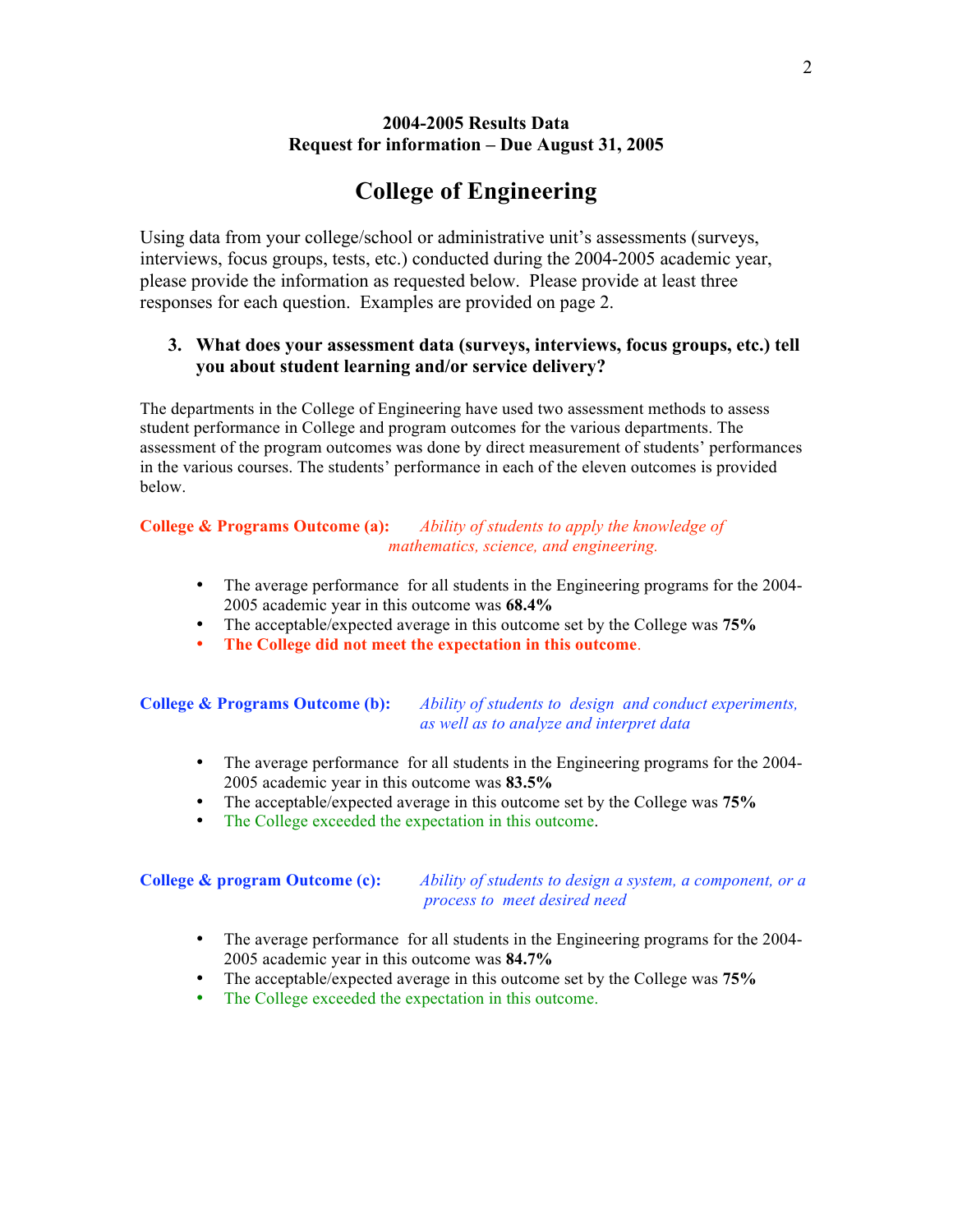**2004-2005 Results Data**
**Request for information – Due August 31, 2005**

# College of Engineering

Using data from your college/school or administrative unit's assessments (surveys, interviews, focus groups, tests, etc.) conducted during the 2004-2005 academic year, please provide the information as requested below. Please provide at least three responses for each question. Examples are provided on page 2.

3. **What does your assessment data (surveys, interviews, focus groups, etc.) tell you about student learning and/or service delivery?**

The departments in the College of Engineering have used two assessment methods to assess student performance in College and program outcomes for the various departments. The assessment of the program outcomes was done by direct measurement of students' performances in the various courses. The students' performance in each of the eleven outcomes is provided below.

**College & Programs Outcome (a):** *Ability of students to apply the knowledge of mathematics, science, and engineering.*

- The average performance for all students in the Engineering programs for the 2004-2005 academic year in this outcome was **68.4%**
- The acceptable/expected average in this outcome set by the College was **75%**
- **The College did not meet the expectation in this outcome**.

**College & Programs Outcome (b):** *Ability of students to design and conduct experiments, as well as to analyze and interpret data*

- The average performance for all students in the Engineering programs for the 2004-2005 academic year in this outcome was **83.5%**
- The acceptable/expected average in this outcome set by the College was **75%**
- The College exceeded the expectation in this outcome.

**College & program Outcome (c):** *Ability of students to design a system, a component, or a process to meet desired need*

- The average performance for all students in the Engineering programs for the 2004-2005 academic year in this outcome was **84.7%**
- The acceptable/expected average in this outcome set by the College was **75%**
- The College exceeded the expectation in this outcome.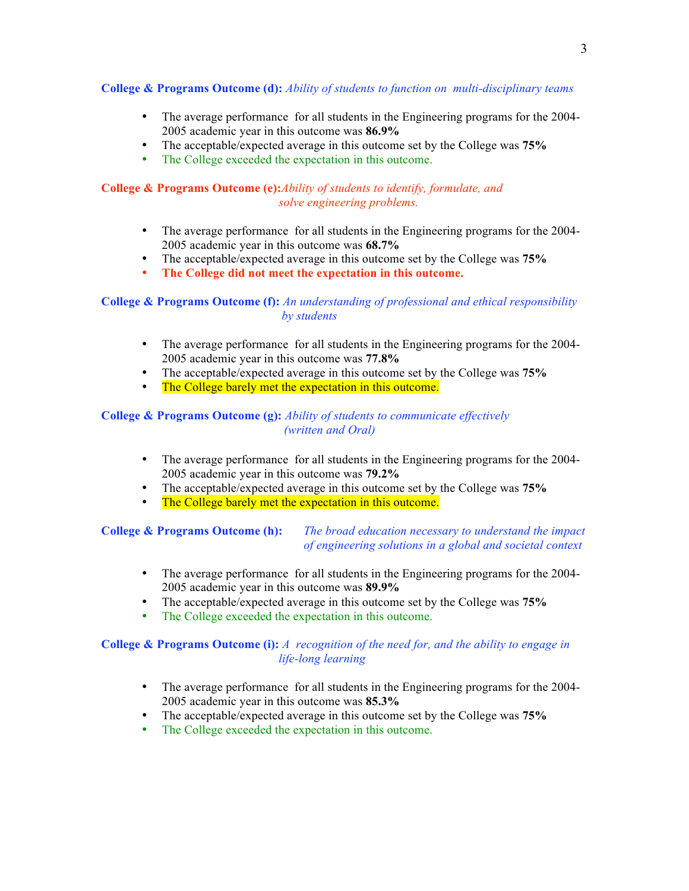**College & Programs Outcome (d):** *Ability of students to function on multi-disciplinary teams*

- The average performance for all students in the Engineering programs for the 2004-2005 academic year in this outcome was **86.9%**
- The acceptable/expected average in this outcome set by the College was **75%**
- The College exceeded the expectation in this outcome.

**College & Programs Outcome (e):** *Ability of students to identify, formulate, and solve engineering problems.*

- The average performance for all students in the Engineering programs for the 2004-2005 academic year in this outcome was **68.7%**
- The acceptable/expected average in this outcome set by the College was **75%**
- **The College did not meet the expectation in this outcome.**

**College & Programs Outcome (f):** *An understanding of professional and ethical responsibility by students*

- The average performance for all students in the Engineering programs for the 2004-2005 academic year in this outcome was **77.8%**
- The acceptable/expected average in this outcome set by the College was **75%**
- The College barely met the expectation in this outcome.

**College & Programs Outcome (g):** *Ability of students to communicate effectively (written and Oral)*

- The average performance for all students in the Engineering programs for the 2004-2005 academic year in this outcome was **79.2%**
- The acceptable/expected average in this outcome set by the College was **75%**
- The College barely met the expectation in this outcome.

**College & Programs Outcome (h):** *The broad education necessary to understand the impact of engineering solutions in a global and societal context*

- The average performance for all students in the Engineering programs for the 2004-2005 academic year in this outcome was **89.9%**
- The acceptable/expected average in this outcome set by the College was **75%**
- The College exceeded the expectation in this outcome.

**College & Programs Outcome (i):** *A recognition of the need for, and the ability to engage in life-long learning*

- The average performance for all students in the Engineering programs for the 2004-2005 academic year in this outcome was **85.3%**
- The acceptable/expected average in this outcome set by the College was **75%**
- The College exceeded the expectation in this outcome.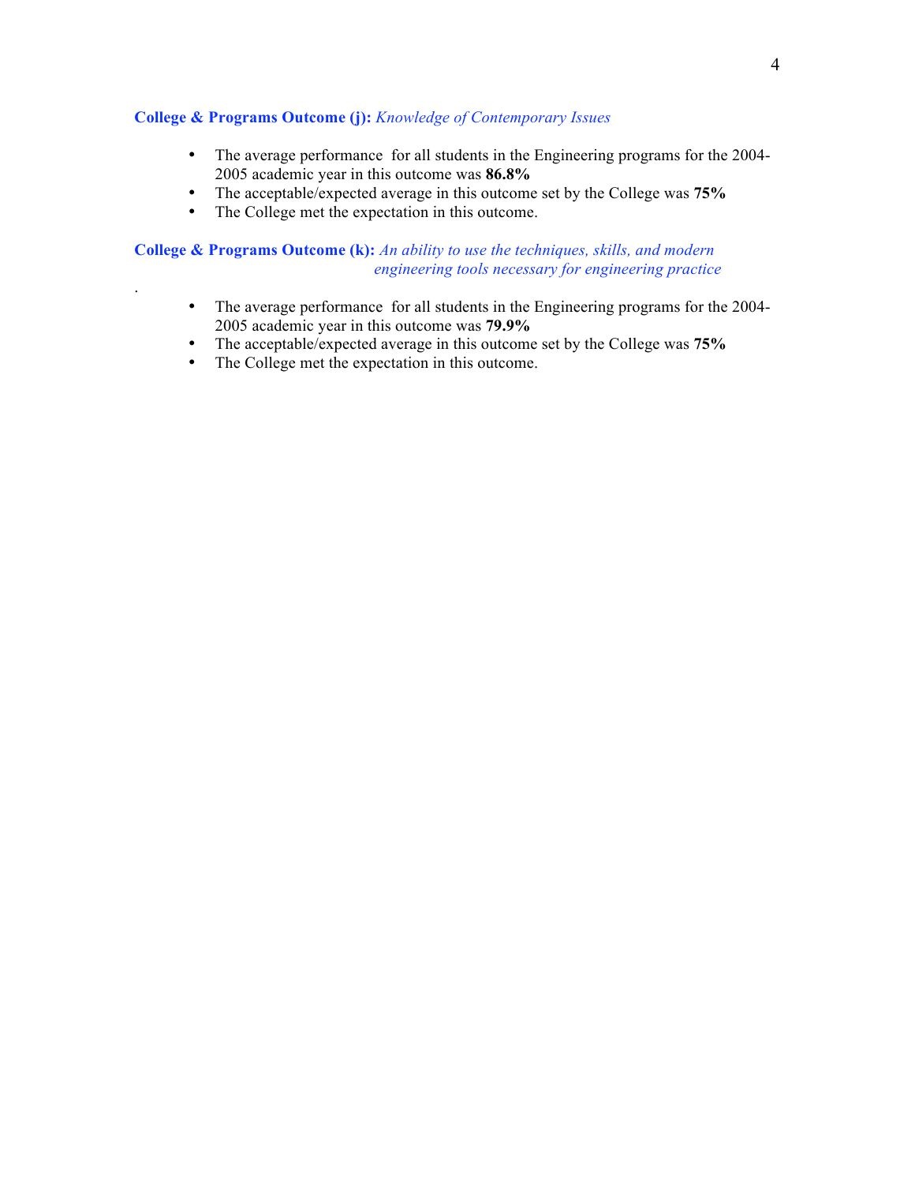**College & Programs Outcome (j):** *Knowledge of Contemporary Issues*

- The average performance for all students in the Engineering programs for the 2004-2005 academic year in this outcome was **86.8%**
- The acceptable/expected average in this outcome set by the College was **75%**
- The College met the expectation in this outcome.

**College & Programs Outcome (k):** *An ability to use the techniques, skills, and modern engineering tools necessary for engineering practice*

.

- The average performance for all students in the Engineering programs for the 2004-2005 academic year in this outcome was **79.9%**
- The acceptable/expected average in this outcome set by the College was **75%**
- The College met the expectation in this outcome.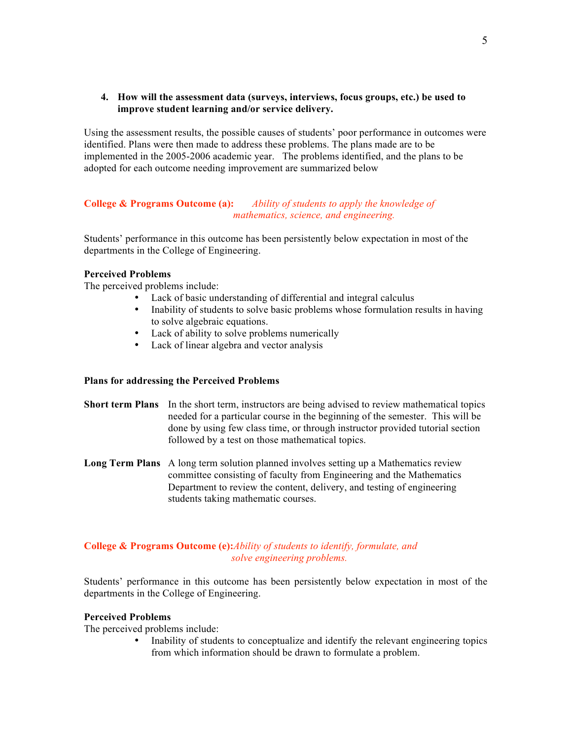4. **How will the assessment data (surveys, interviews, focus groups, etc.) be used to improve student learning and/or service delivery.**

Using the assessment results, the possible causes of students' poor performance in outcomes were identified. Plans were then made to address these problems. The plans made are to be implemented in the 2005-2006 academic year. The problems identified, and the plans to be adopted for each outcome needing improvement are summarized below

**College & Programs Outcome (a):** *Ability of students to apply the knowledge of mathematics, science, and engineering.*

Students' performance in this outcome has been persistently below expectation in most of the departments in the College of Engineering.

**Perceived Problems**

The perceived problems include:

- Lack of basic understanding of differential and integral calculus
- Inability of students to solve basic problems whose formulation results in having to solve algebraic equations.
- Lack of ability to solve problems numerically
- Lack of linear algebra and vector analysis

**Plans for addressing the Perceived Problems**

**Short term Plans** In the short term, instructors are being advised to review mathematical topics needed for a particular course in the beginning of the semester. This will be done by using few class time, or through instructor provided tutorial section followed by a test on those mathematical topics.

**Long Term Plans** A long term solution planned involves setting up a Mathematics review committee consisting of faculty from Engineering and the Mathematics Department to review the content, delivery, and testing of engineering students taking mathematic courses.

**College & Programs Outcome (e):** *Ability of students to identify, formulate, and solve engineering problems.*

Students' performance in this outcome has been persistently below expectation in most of the departments in the College of Engineering.

**Perceived Problems**

The perceived problems include:

- Inability of students to conceptualize and identify the relevant engineering topics from which information should be drawn to formulate a problem.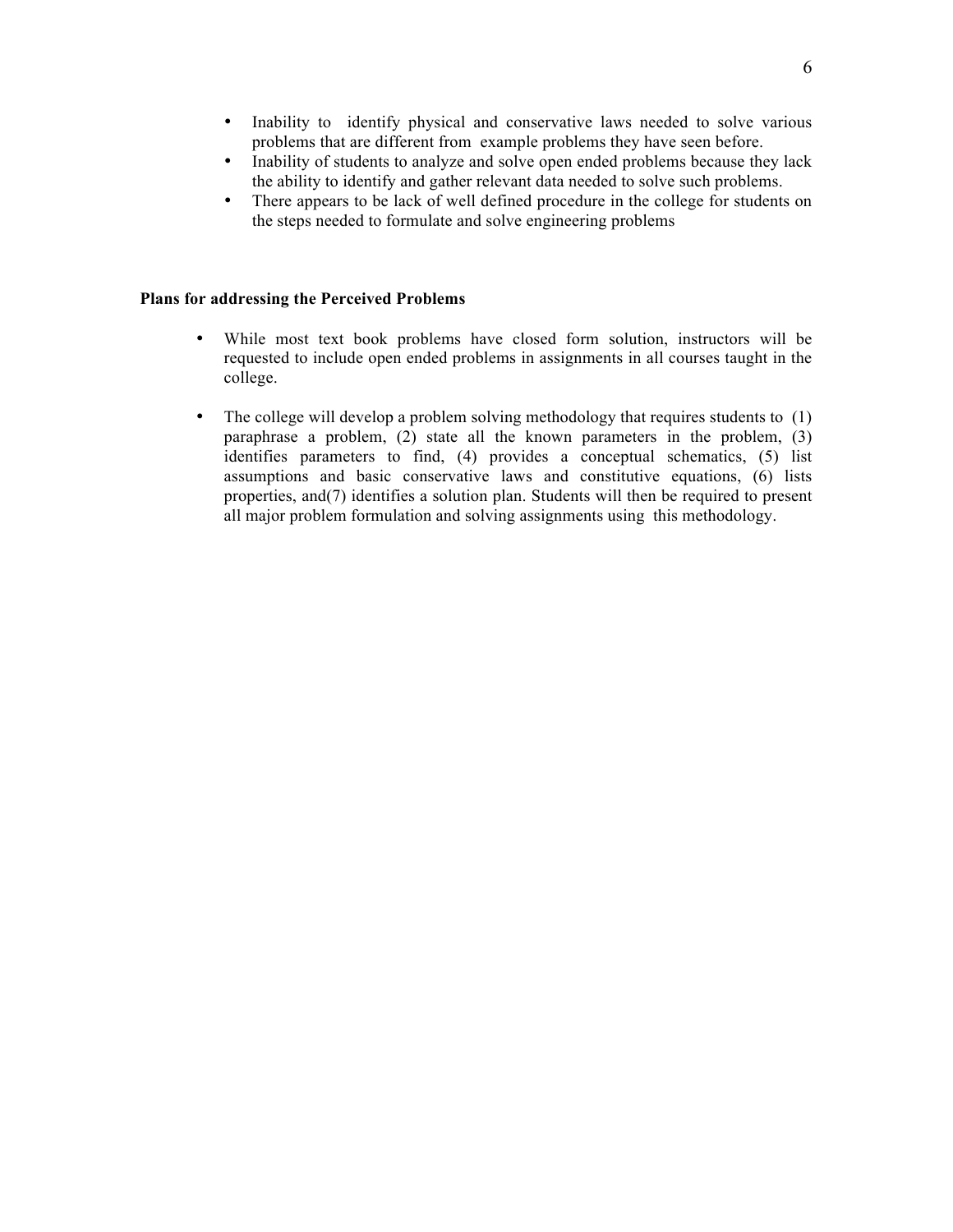- Inability to identify physical and conservative laws needed to solve various problems that are different from example problems they have seen before.
- Inability of students to analyze and solve open ended problems because they lack the ability to identify and gather relevant data needed to solve such problems.
- There appears to be lack of well defined procedure in the college for students on the steps needed to formulate and solve engineering problems

**Plans for addressing the Perceived Problems**

- While most text book problems have closed form solution, instructors will be requested to include open ended problems in assignments in all courses taught in the college.

- The college will develop a problem solving methodology that requires students to (1) paraphrase a problem, (2) state all the known parameters in the problem, (3) identifies parameters to find, (4) provides a conceptual schematics, (5) list assumptions and basic conservative laws and constitutive equations, (6) lists properties, and(7) identifies a solution plan. Students will then be required to present all major problem formulation and solving assignments using this methodology.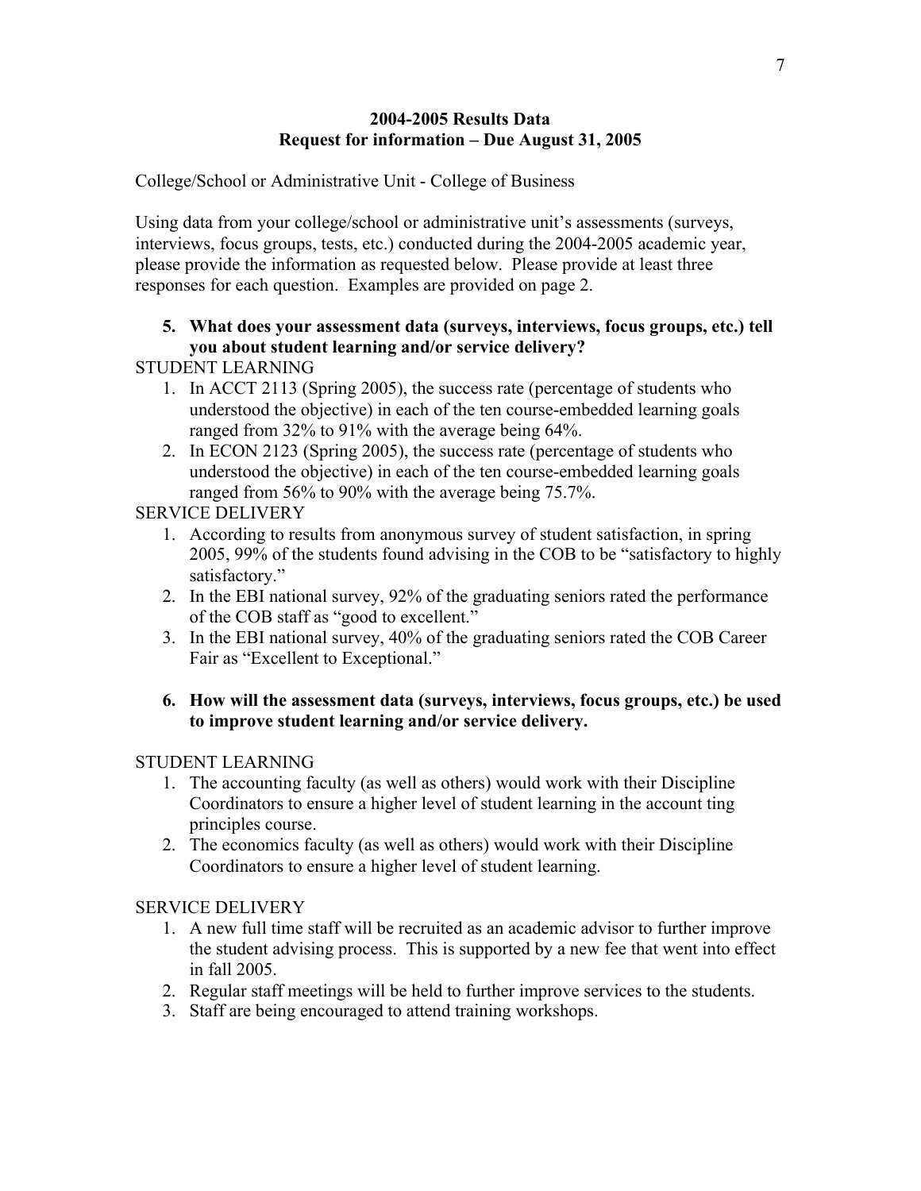**2004-2005 Results Data**
**Request for information – Due August 31, 2005**

College/School or Administrative Unit - College of Business

Using data from your college/school or administrative unit's assessments (surveys, interviews, focus groups, tests, etc.) conducted during the 2004-2005 academic year, please provide the information as requested below. Please provide at least three responses for each question. Examples are provided on page 2.

5. **What does your assessment data (surveys, interviews, focus groups, etc.) tell you about student learning and/or service delivery?**

STUDENT LEARNING

1. In ACCT 2113 (Spring 2005), the success rate (percentage of students who understood the objective) in each of the ten course-embedded learning goals ranged from 32% to 91% with the average being 64%.
2. In ECON 2123 (Spring 2005), the success rate (percentage of students who understood the objective) in each of the ten course-embedded learning goals ranged from 56% to 90% with the average being 75.7%.

SERVICE DELIVERY

1. According to results from anonymous survey of student satisfaction, in spring 2005, 99% of the students found advising in the COB to be "satisfactory to highly satisfactory."
2. In the EBI national survey, 92% of the graduating seniors rated the performance of the COB staff as "good to excellent."
3. In the EBI national survey, 40% of the graduating seniors rated the COB Career Fair as "Excellent to Exceptional."

6. **How will the assessment data (surveys, interviews, focus groups, etc.) be used to improve student learning and/or service delivery.**

STUDENT LEARNING

1. The accounting faculty (as well as others) would work with their Discipline Coordinators to ensure a higher level of student learning in the account ting principles course.
2. The economics faculty (as well as others) would work with their Discipline Coordinators to ensure a higher level of student learning.

SERVICE DELIVERY

1. A new full time staff will be recruited as an academic advisor to further improve the student advising process. This is supported by a new fee that went into effect in fall 2005.
2. Regular staff meetings will be held to further improve services to the students.
3. Staff are being encouraged to attend training workshops.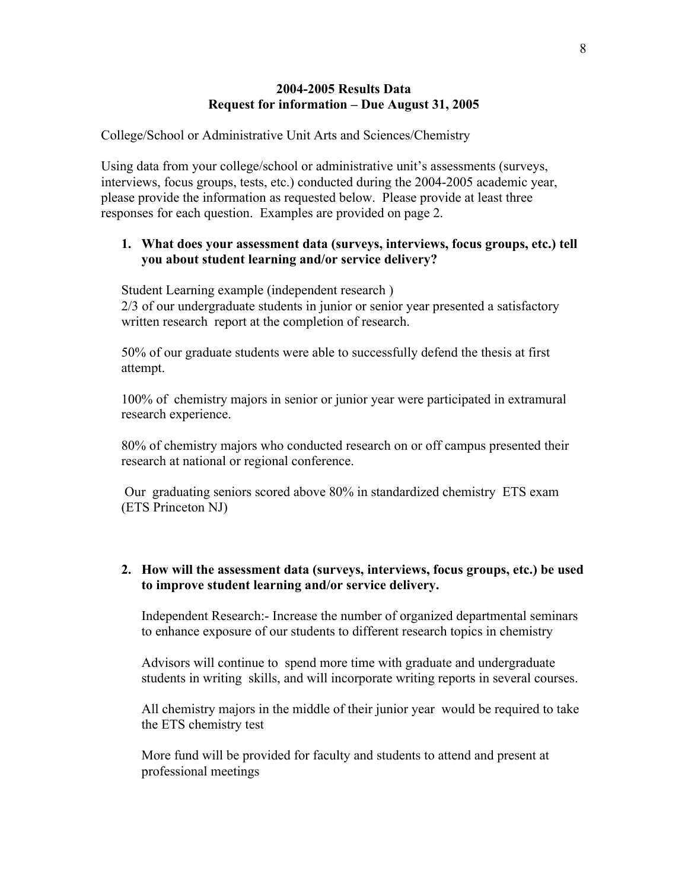**2004-2005 Results Data**
**Request for information – Due August 31, 2005**

College/School or Administrative Unit Arts and Sciences/Chemistry

Using data from your college/school or administrative unit's assessments (surveys, interviews, focus groups, tests, etc.) conducted during the 2004-2005 academic year, please provide the information as requested below. Please provide at least three responses for each question. Examples are provided on page 2.

1. **What does your assessment data (surveys, interviews, focus groups, etc.) tell you about student learning and/or service delivery?**

   Student Learning example (independent research )
   2/3 of our undergraduate students in junior or senior year presented a satisfactory written research report at the completion of research.

   50% of our graduate students were able to successfully defend the thesis at first attempt.

   100% of chemistry majors in senior or junior year were participated in extramural research experience.

   80% of chemistry majors who conducted research on or off campus presented their research at national or regional conference.

   Our graduating seniors scored above 80% in standardized chemistry ETS exam (ETS Princeton NJ)

2. **How will the assessment data (surveys, interviews, focus groups, etc.) be used to improve student learning and/or service delivery.**

   Independent Research:- Increase the number of organized departmental seminars to enhance exposure of our students to different research topics in chemistry

   Advisors will continue to spend more time with graduate and undergraduate students in writing skills, and will incorporate writing reports in several courses.

   All chemistry majors in the middle of their junior year would be required to take the ETS chemistry test

   More fund will be provided for faculty and students to attend and present at professional meetings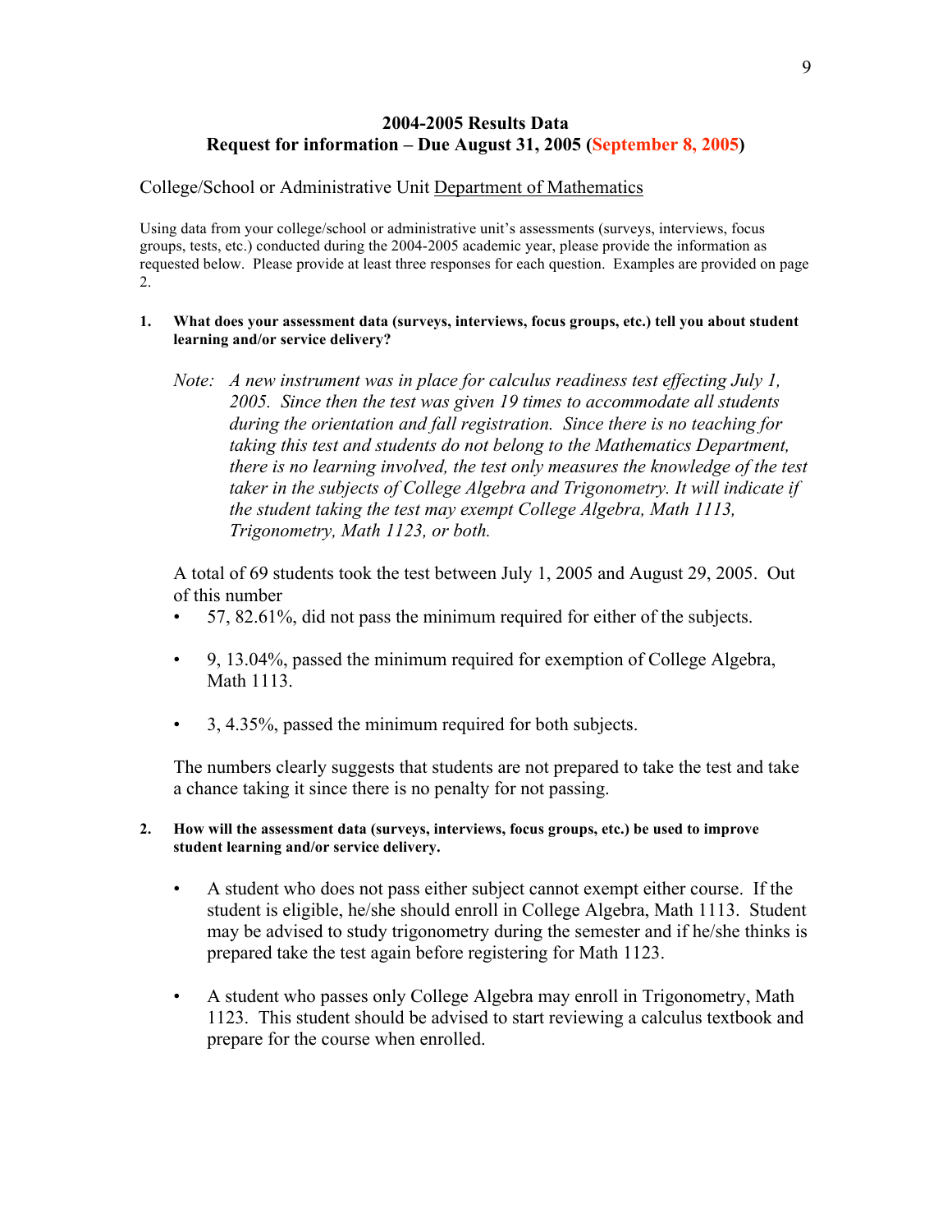## 2004-2005 Results Data
## Request for information – Due August 31, 2005 (September 8, 2005)

College/School or Administrative Unit Department of Mathematics

Using data from your college/school or administrative unit's assessments (surveys, interviews, focus groups, tests, etc.) conducted during the 2004-2005 academic year, please provide the information as requested below. Please provide at least three responses for each question. Examples are provided on page 2.

**1. What does your assessment data (surveys, interviews, focus groups, etc.) tell you about student learning and/or service delivery?**

*Note: A new instrument was in place for calculus readiness test effecting July 1, 2005. Since then the test was given 19 times to accommodate all students during the orientation and fall registration. Since there is no teaching for taking this test and students do not belong to the Mathematics Department, there is no learning involved, the test only measures the knowledge of the test taker in the subjects of College Algebra and Trigonometry. It will indicate if the student taking the test may exempt College Algebra, Math 1113, Trigonometry, Math 1123, or both.*

A total of 69 students took the test between July 1, 2005 and August 29, 2005. Out of this number

- 57, 82.61%, did not pass the minimum required for either of the subjects.
- 9, 13.04%, passed the minimum required for exemption of College Algebra, Math 1113.
- 3, 4.35%, passed the minimum required for both subjects.

The numbers clearly suggests that students are not prepared to take the test and take a chance taking it since there is no penalty for not passing.

**2. How will the assessment data (surveys, interviews, focus groups, etc.) be used to improve student learning and/or service delivery.**

- A student who does not pass either subject cannot exempt either course. If the student is eligible, he/she should enroll in College Algebra, Math 1113. Student may be advised to study trigonometry during the semester and if he/she thinks is prepared take the test again before registering for Math 1123.
- A student who passes only College Algebra may enroll in Trigonometry, Math 1123. This student should be advised to start reviewing a calculus textbook and prepare for the course when enrolled.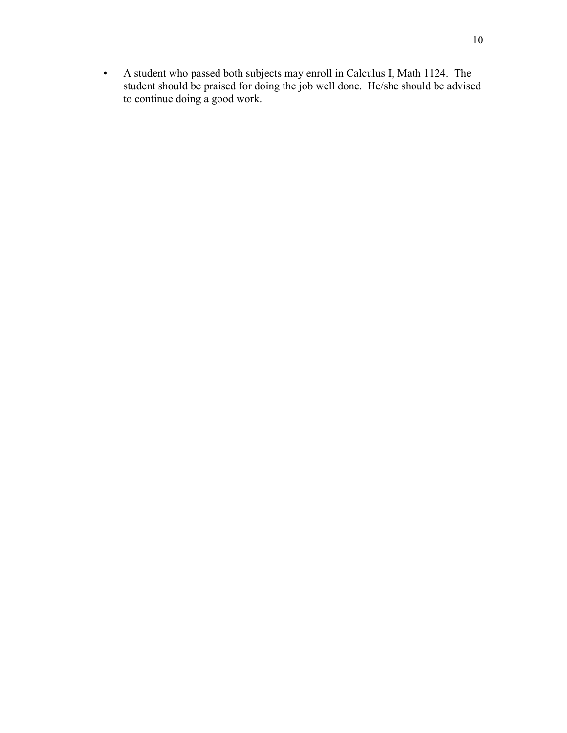- A student who passed both subjects may enroll in Calculus I, Math 1124. The student should be praised for doing the job well done. He/she should be advised to continue doing a good work.